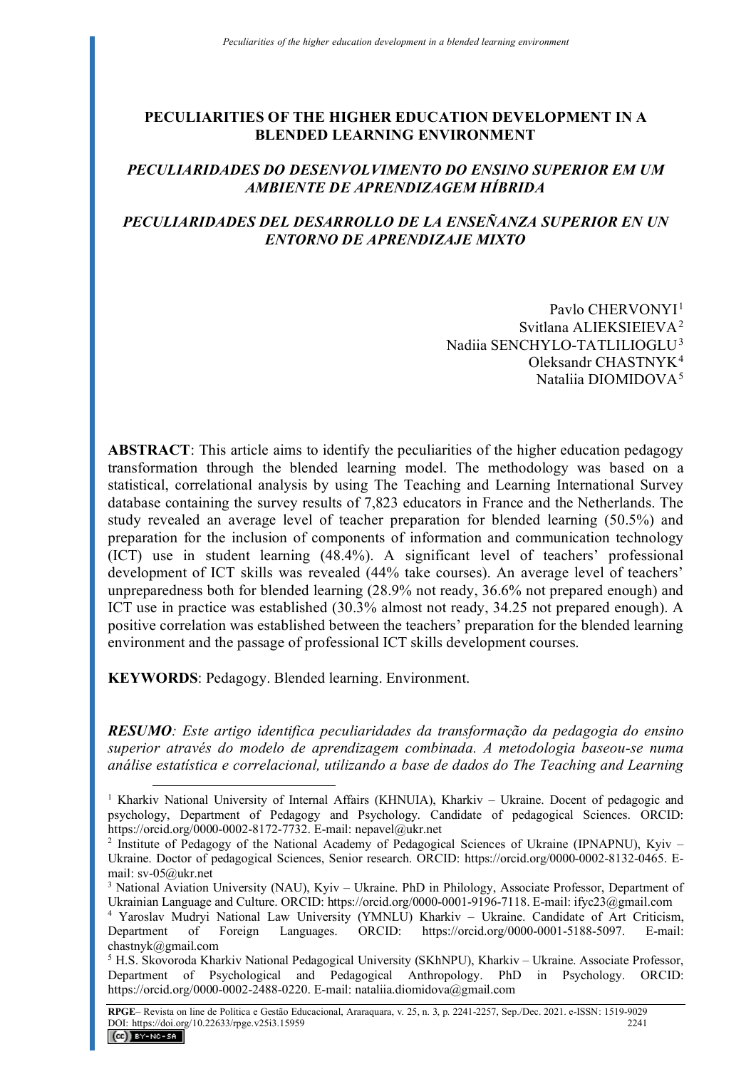# PECULIARITIES OF THE HIGHER EDUCATION DEVELOPMENT IN A BLENDED LEARNING ENVIRONMENT

## *PECULIARIDADES DO DESENVOLVIMENTO DO ENSINO SUPERIOR EM UM AMBIENTE DE APRENDIZAGEM HÍBRIDA*

## *PECULIARIDADES DEL DESARROLLO DE LA ENSEÑANZA SUPERIOR EN UN ENTORNO DE APRENDIZAJE MIXTO*

Pavlo CHERVONYI[1]
Svitlana ALIEKSIEIEVA[2]
Nadiia SENCHYLO-TATLILIOGLU[3]
Oleksandr CHASTNYK[4]
Nataliia DIOMIDOVA[5]

**ABSTRACT**: This article aims to identify the peculiarities of the higher education pedagogy transformation through the blended learning model. The methodology was based on a statistical, correlational analysis by using The Teaching and Learning International Survey database containing the survey results of 7,823 educators in France and the Netherlands. The study revealed an average level of teacher preparation for blended learning (50.5%) and preparation for the inclusion of components of information and communication technology (ICT) use in student learning (48.4%). A significant level of teachers' professional development of ICT skills was revealed (44% take courses). An average level of teachers' unpreparedness both for blended learning (28.9% not ready, 36.6% not prepared enough) and ICT use in practice was established (30.3% almost not ready, 34.25 not prepared enough). A positive correlation was established between the teachers' preparation for the blended learning environment and the passage of professional ICT skills development courses.

**KEYWORDS**: Pedagogy. Blended learning. Environment.

***RESUMO**: Este artigo identifica peculiaridades da transformação da pedagogia do ensino superior através do modelo de aprendizagem combinada. A metodologia baseou-se numa análise estatística e correlacional, utilizando a base de dados do The Teaching and Learning*

---

[1] Kharkiv National University of Internal Affairs (KHNUIA), Kharkiv – Ukraine. Docent of pedagogic and psychology, Department of Pedagogy and Psychology. Candidate of pedagogical Sciences. ORCID: https://orcid.org/0000-0002-8172-7732. E-mail: nepavel@ukr.net

[2] Institute of Pedagogy of the National Academy of Pedagogical Sciences of Ukraine (IPNAPNU), Kyiv – Ukraine. Doctor of pedagogical Sciences, Senior research. ORCID: https://orcid.org/0000-0002-8132-0465. E-mail: sv-05@ukr.net

[3] National Aviation University (NAU), Kyiv – Ukraine. PhD in Philology, Associate Professor, Department of Ukrainian Language and Culture. ORCID: https://orcid.org/0000-0001-9196-7118. E-mail: ifyc23@gmail.com

[4] Yaroslav Mudryi National Law University (YMNLU) Kharkiv – Ukraine. Candidate of Art Criticism, Department of Foreign Languages. ORCID: https://orcid.org/0000-0001-5188-5097. E-mail: chastnyk@gmail.com

[5] H.S. Skovoroda Kharkiv National Pedagogical University (SKhNPU), Kharkiv – Ukraine. Associate Professor, Department of Psychological and Pedagogical Anthropology. PhD in Psychology. ORCID: https://orcid.org/0000-0002-2488-0220. E-mail: nataliia.diomidova@gmail.com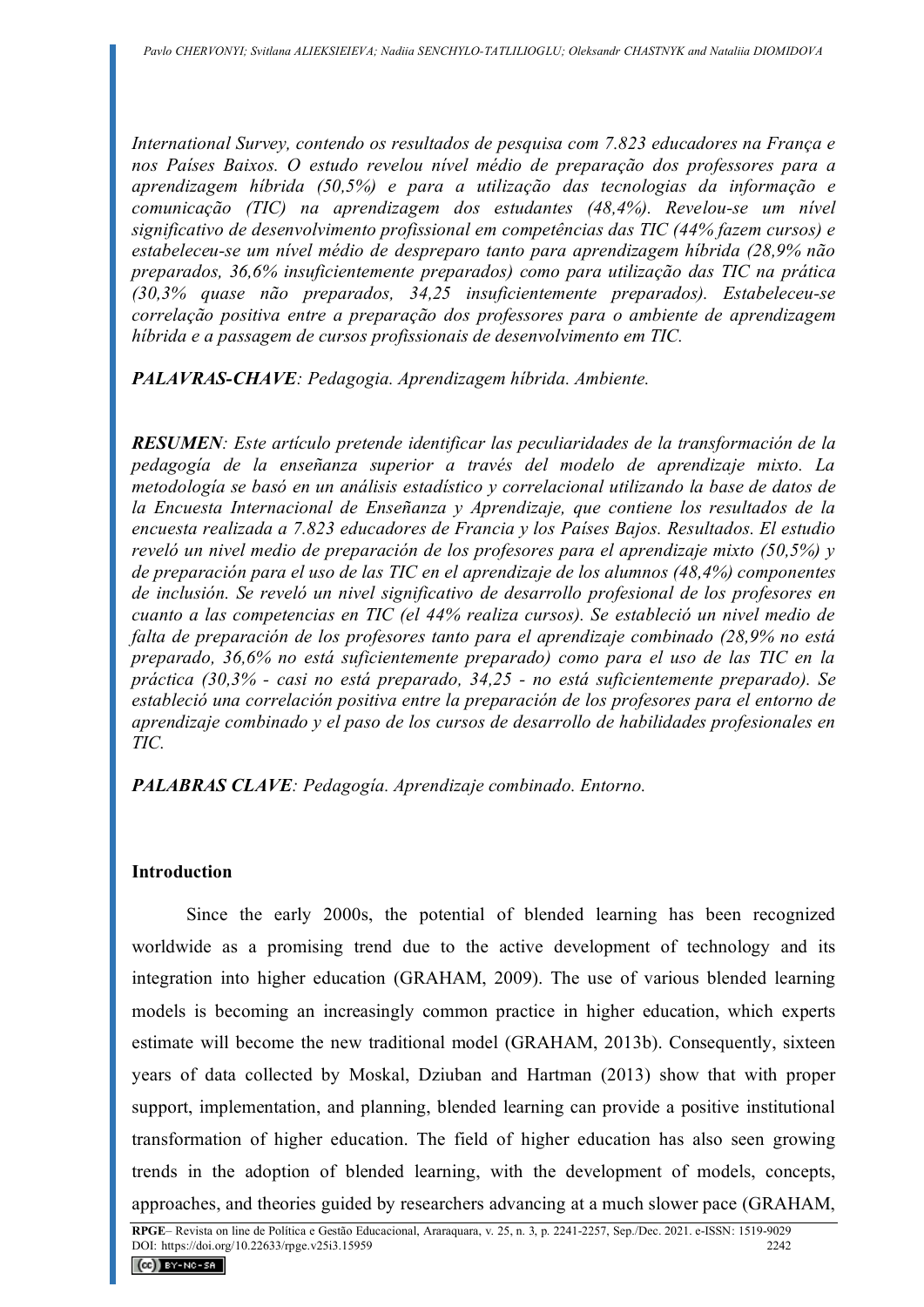*International Survey, contendo os resultados de pesquisa com 7.823 educadores na França e nos Países Baixos. O estudo revelou nível médio de preparação dos professores para a aprendizagem híbrida (50,5%) e para a utilização das tecnologias da informação e comunicação (TIC) na aprendizagem dos estudantes (48,4%). Revelou-se um nível significativo de desenvolvimento profissional em competências das TIC (44% fazem cursos) e estabeleceu-se um nível médio de despreparo tanto para aprendizagem híbrida (28,9% não preparados, 36,6% insuficientemente preparados) como para utilização das TIC na prática (30,3% quase não preparados, 34,25 insuficientemente preparados). Estabeleceu-se correlação positiva entre a preparação dos professores para o ambiente de aprendizagem híbrida e a passagem de cursos profissionais de desenvolvimento em TIC.*

***PALAVRAS-CHAVE****: Pedagogia. Aprendizagem híbrida. Ambiente.*

***RESUMEN****: Este artículo pretende identificar las peculiaridades de la transformación de la pedagogía de la enseñanza superior a través del modelo de aprendizaje mixto. La metodología se basó en un análisis estadístico y correlacional utilizando la base de datos de la Encuesta Internacional de Enseñanza y Aprendizaje, que contiene los resultados de la encuesta realizada a 7.823 educadores de Francia y los Países Bajos. Resultados. El estudio reveló un nivel medio de preparación de los profesores para el aprendizaje mixto (50,5%) y de preparación para el uso de las TIC en el aprendizaje de los alumnos (48,4%) componentes de inclusión. Se reveló un nivel significativo de desarrollo profesional de los profesores en cuanto a las competencias en TIC (el 44% realiza cursos). Se estableció un nivel medio de falta de preparación de los profesores tanto para el aprendizaje combinado (28,9% no está preparado, 36,6% no está suficientemente preparado) como para el uso de las TIC en la práctica (30,3% - casi no está preparado, 34,25 - no está suficientemente preparado). Se estableció una correlación positiva entre la preparación de los profesores para el entorno de aprendizaje combinado y el paso de los cursos de desarrollo de habilidades profesionales en TIC.*

***PALABRAS CLAVE****: Pedagogía. Aprendizaje combinado. Entorno.*

## Introduction

Since the early 2000s, the potential of blended learning has been recognized worldwide as a promising trend due to the active development of technology and its integration into higher education (GRAHAM, 2009). The use of various blended learning models is becoming an increasingly common practice in higher education, which experts estimate will become the new traditional model (GRAHAM, 2013b). Consequently, sixteen years of data collected by Moskal, Dziuban and Hartman (2013) show that with proper support, implementation, and planning, blended learning can provide a positive institutional transformation of higher education. The field of higher education has also seen growing trends in the adoption of blended learning, with the development of models, concepts, approaches, and theories guided by researchers advancing at a much slower pace (GRAHAM,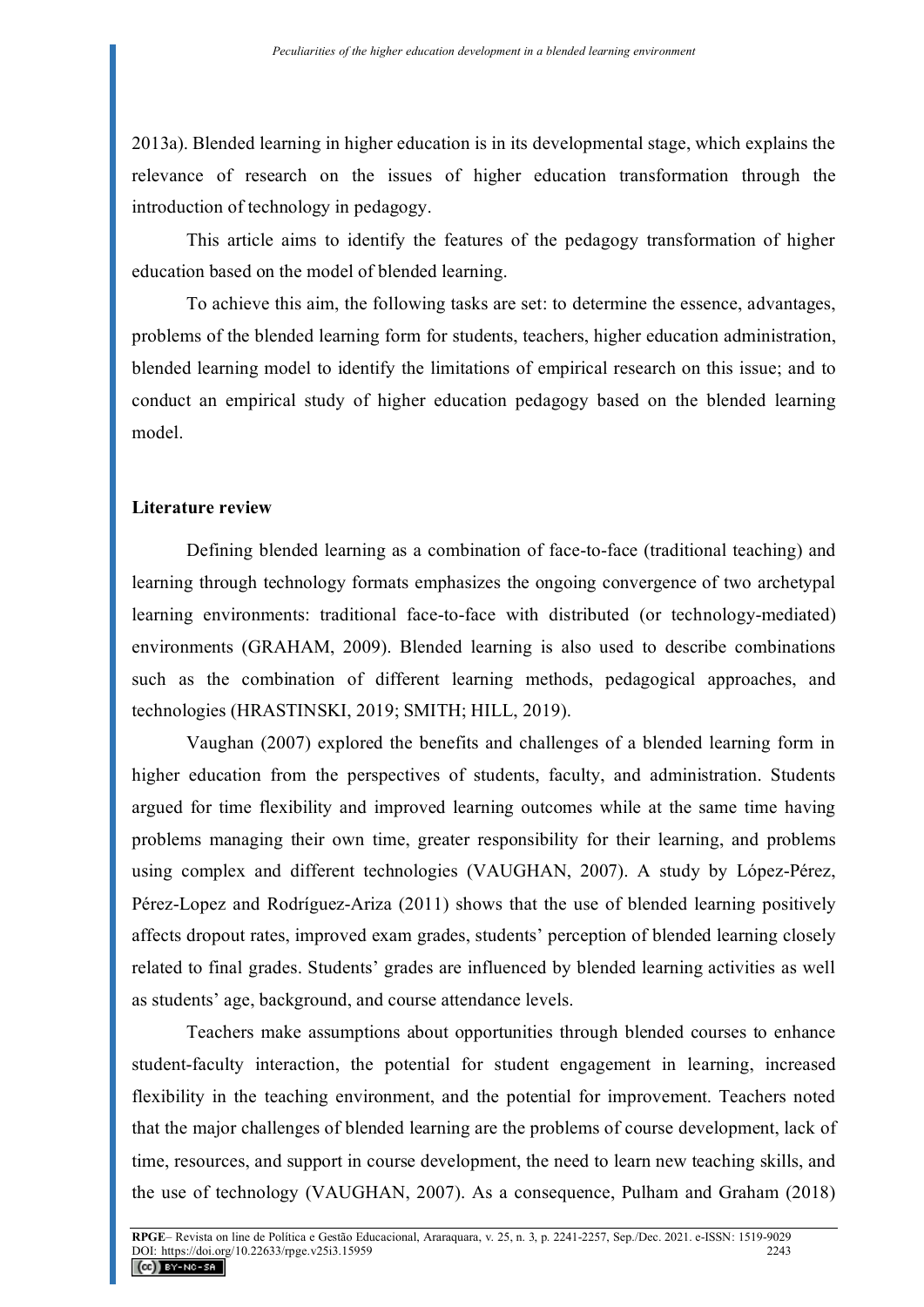2013a). Blended learning in higher education is in its developmental stage, which explains the relevance of research on the issues of higher education transformation through the introduction of technology in pedagogy.

This article aims to identify the features of the pedagogy transformation of higher education based on the model of blended learning.

To achieve this aim, the following tasks are set: to determine the essence, advantages, problems of the blended learning form for students, teachers, higher education administration, blended learning model to identify the limitations of empirical research on this issue; and to conduct an empirical study of higher education pedagogy based on the blended learning model.

## Literature review

Defining blended learning as a combination of face-to-face (traditional teaching) and learning through technology formats emphasizes the ongoing convergence of two archetypal learning environments: traditional face-to-face with distributed (or technology-mediated) environments (GRAHAM, 2009). Blended learning is also used to describe combinations such as the combination of different learning methods, pedagogical approaches, and technologies (HRASTINSKI, 2019; SMITH; HILL, 2019).

Vaughan (2007) explored the benefits and challenges of a blended learning form in higher education from the perspectives of students, faculty, and administration. Students argued for time flexibility and improved learning outcomes while at the same time having problems managing their own time, greater responsibility for their learning, and problems using complex and different technologies (VAUGHAN, 2007). A study by López-Pérez, Pérez-Lopez and Rodríguez-Ariza (2011) shows that the use of blended learning positively affects dropout rates, improved exam grades, students' perception of blended learning closely related to final grades. Students' grades are influenced by blended learning activities as well as students' age, background, and course attendance levels.

Teachers make assumptions about opportunities through blended courses to enhance student-faculty interaction, the potential for student engagement in learning, increased flexibility in the teaching environment, and the potential for improvement. Teachers noted that the major challenges of blended learning are the problems of course development, lack of time, resources, and support in course development, the need to learn new teaching skills, and the use of technology (VAUGHAN, 2007). As a consequence, Pulham and Graham (2018)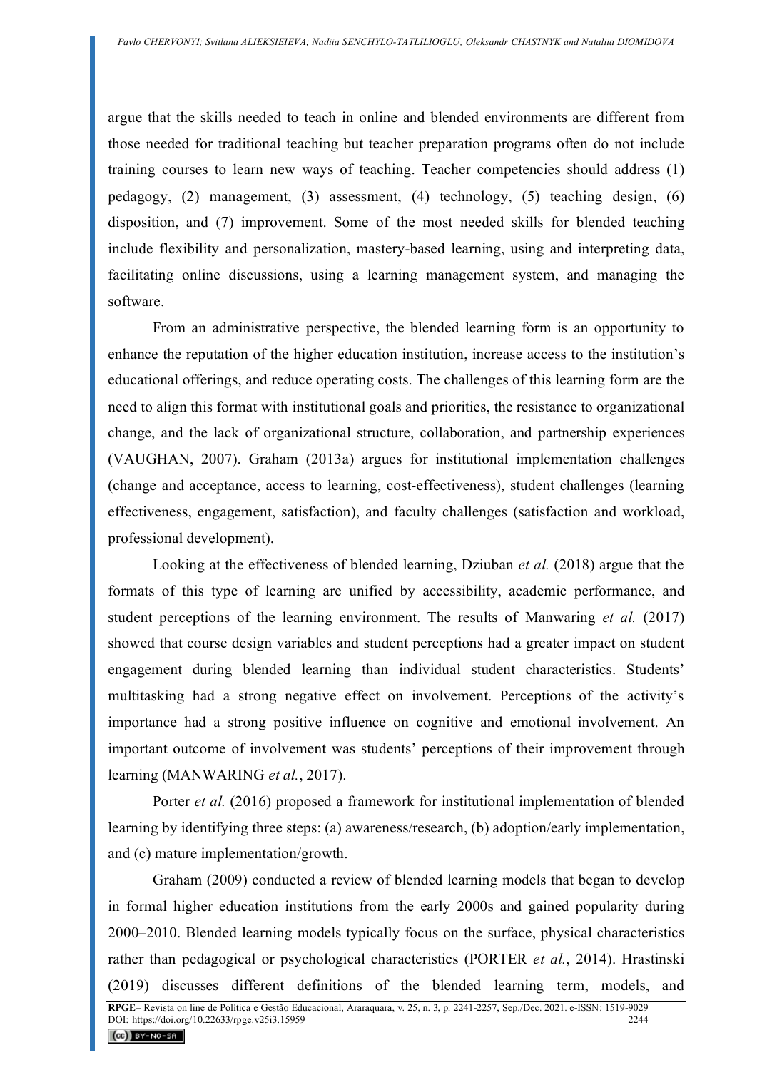argue that the skills needed to teach in online and blended environments are different from those needed for traditional teaching but teacher preparation programs often do not include training courses to learn new ways of teaching. Teacher competencies should address (1) pedagogy, (2) management, (3) assessment, (4) technology, (5) teaching design, (6) disposition, and (7) improvement. Some of the most needed skills for blended teaching include flexibility and personalization, mastery-based learning, using and interpreting data, facilitating online discussions, using a learning management system, and managing the software.

From an administrative perspective, the blended learning form is an opportunity to enhance the reputation of the higher education institution, increase access to the institution's educational offerings, and reduce operating costs. The challenges of this learning form are the need to align this format with institutional goals and priorities, the resistance to organizational change, and the lack of organizational structure, collaboration, and partnership experiences (VAUGHAN, 2007). Graham (2013a) argues for institutional implementation challenges (change and acceptance, access to learning, cost-effectiveness), student challenges (learning effectiveness, engagement, satisfaction), and faculty challenges (satisfaction and workload, professional development).

Looking at the effectiveness of blended learning, Dziuban *et al.* (2018) argue that the formats of this type of learning are unified by accessibility, academic performance, and student perceptions of the learning environment. The results of Manwaring *et al.* (2017) showed that course design variables and student perceptions had a greater impact on student engagement during blended learning than individual student characteristics. Students' multitasking had a strong negative effect on involvement. Perceptions of the activity's importance had a strong positive influence on cognitive and emotional involvement. An important outcome of involvement was students' perceptions of their improvement through learning (MANWARING *et al.*, 2017).

Porter *et al.* (2016) proposed a framework for institutional implementation of blended learning by identifying three steps: (a) awareness/research, (b) adoption/early implementation, and (c) mature implementation/growth.

Graham (2009) conducted a review of blended learning models that began to develop in formal higher education institutions from the early 2000s and gained popularity during 2000–2010. Blended learning models typically focus on the surface, physical characteristics rather than pedagogical or psychological characteristics (PORTER *et al.*, 2014). Hrastinski (2019) discusses different definitions of the blended learning term, models, and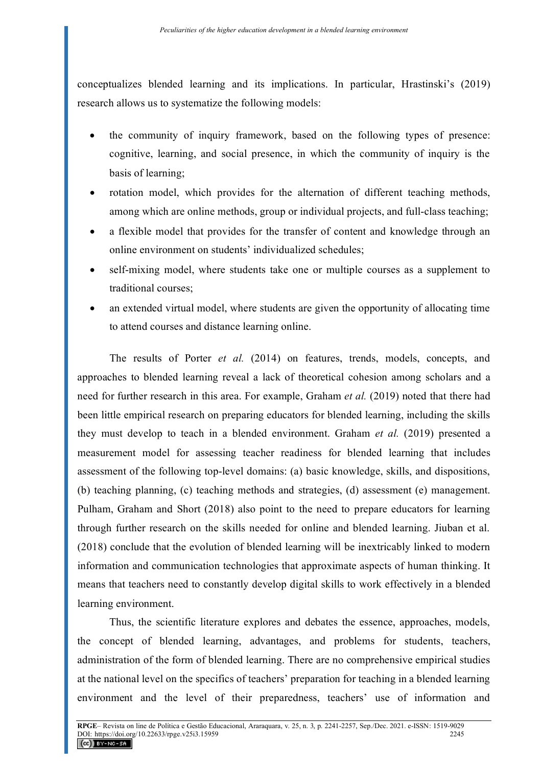conceptualizes blended learning and its implications. In particular, Hrastinski's (2019) research allows us to systematize the following models:

- the community of inquiry framework, based on the following types of presence: cognitive, learning, and social presence, in which the community of inquiry is the basis of learning;
- rotation model, which provides for the alternation of different teaching methods, among which are online methods, group or individual projects, and full-class teaching;
- a flexible model that provides for the transfer of content and knowledge through an online environment on students' individualized schedules;
- self-mixing model, where students take one or multiple courses as a supplement to traditional courses;
- an extended virtual model, where students are given the opportunity of allocating time to attend courses and distance learning online.

The results of Porter *et al.* (2014) on features, trends, models, concepts, and approaches to blended learning reveal a lack of theoretical cohesion among scholars and a need for further research in this area. For example, Graham *et al.* (2019) noted that there had been little empirical research on preparing educators for blended learning, including the skills they must develop to teach in a blended environment. Graham *et al.* (2019) presented a measurement model for assessing teacher readiness for blended learning that includes assessment of the following top-level domains: (a) basic knowledge, skills, and dispositions, (b) teaching planning, (c) teaching methods and strategies, (d) assessment (e) management. Pulham, Graham and Short (2018) also point to the need to prepare educators for learning through further research on the skills needed for online and blended learning. Jiuban et al. (2018) conclude that the evolution of blended learning will be inextricably linked to modern information and communication technologies that approximate aspects of human thinking. It means that teachers need to constantly develop digital skills to work effectively in a blended learning environment.

Thus, the scientific literature explores and debates the essence, approaches, models, the concept of blended learning, advantages, and problems for students, teachers, administration of the form of blended learning. There are no comprehensive empirical studies at the national level on the specifics of teachers' preparation for teaching in a blended learning environment and the level of their preparedness, teachers' use of information and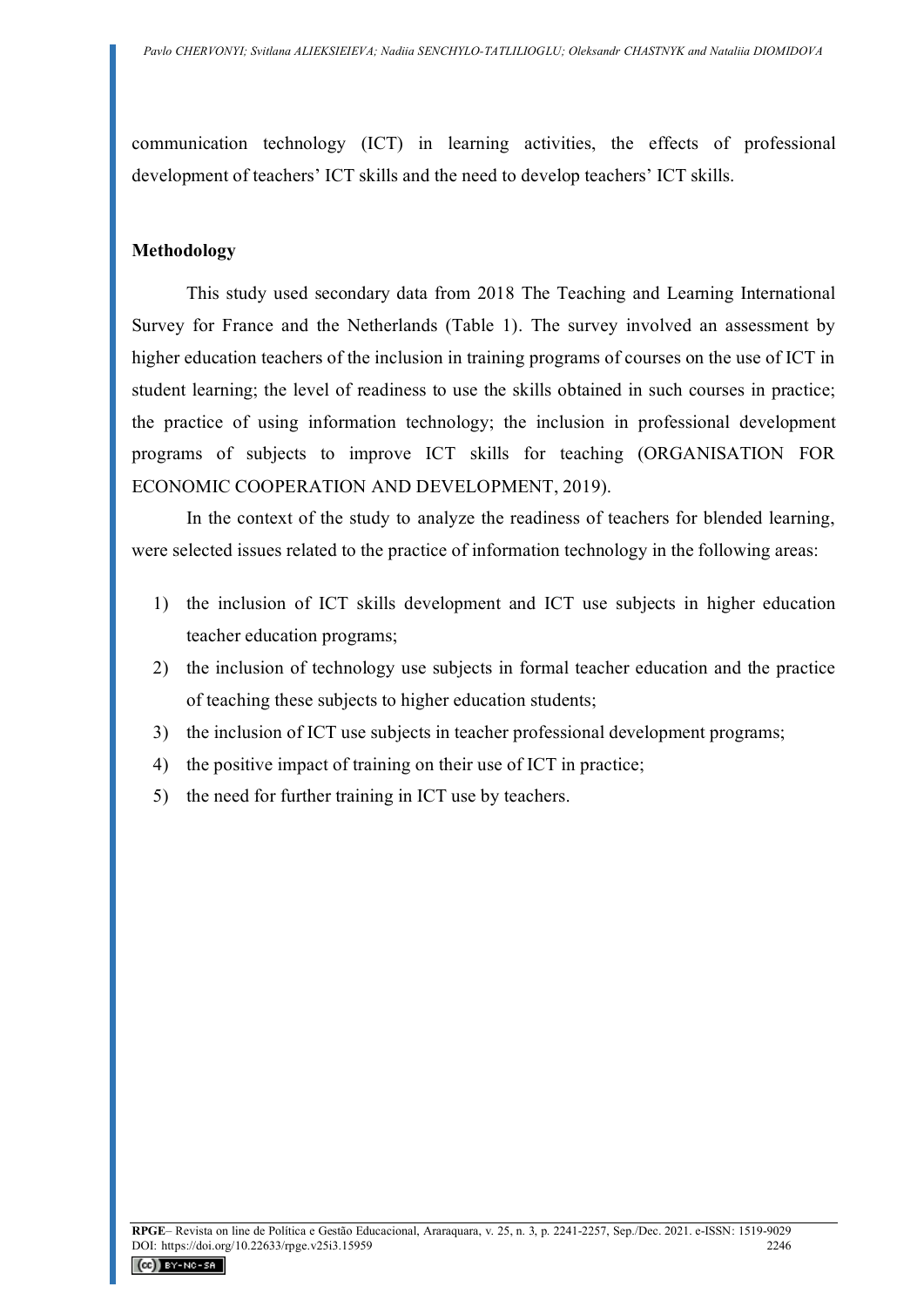communication technology (ICT) in learning activities, the effects of professional development of teachers' ICT skills and the need to develop teachers' ICT skills.

## Methodology

This study used secondary data from 2018 The Teaching and Learning International Survey for France and the Netherlands (Table 1). The survey involved an assessment by higher education teachers of the inclusion in training programs of courses on the use of ICT in student learning; the level of readiness to use the skills obtained in such courses in practice; the practice of using information technology; the inclusion in professional development programs of subjects to improve ICT skills for teaching (ORGANISATION FOR ECONOMIC COOPERATION AND DEVELOPMENT, 2019).

In the context of the study to analyze the readiness of teachers for blended learning, were selected issues related to the practice of information technology in the following areas:

1) the inclusion of ICT skills development and ICT use subjects in higher education teacher education programs;
2) the inclusion of technology use subjects in formal teacher education and the practice of teaching these subjects to higher education students;
3) the inclusion of ICT use subjects in teacher professional development programs;
4) the positive impact of training on their use of ICT in practice;
5) the need for further training in ICT use by teachers.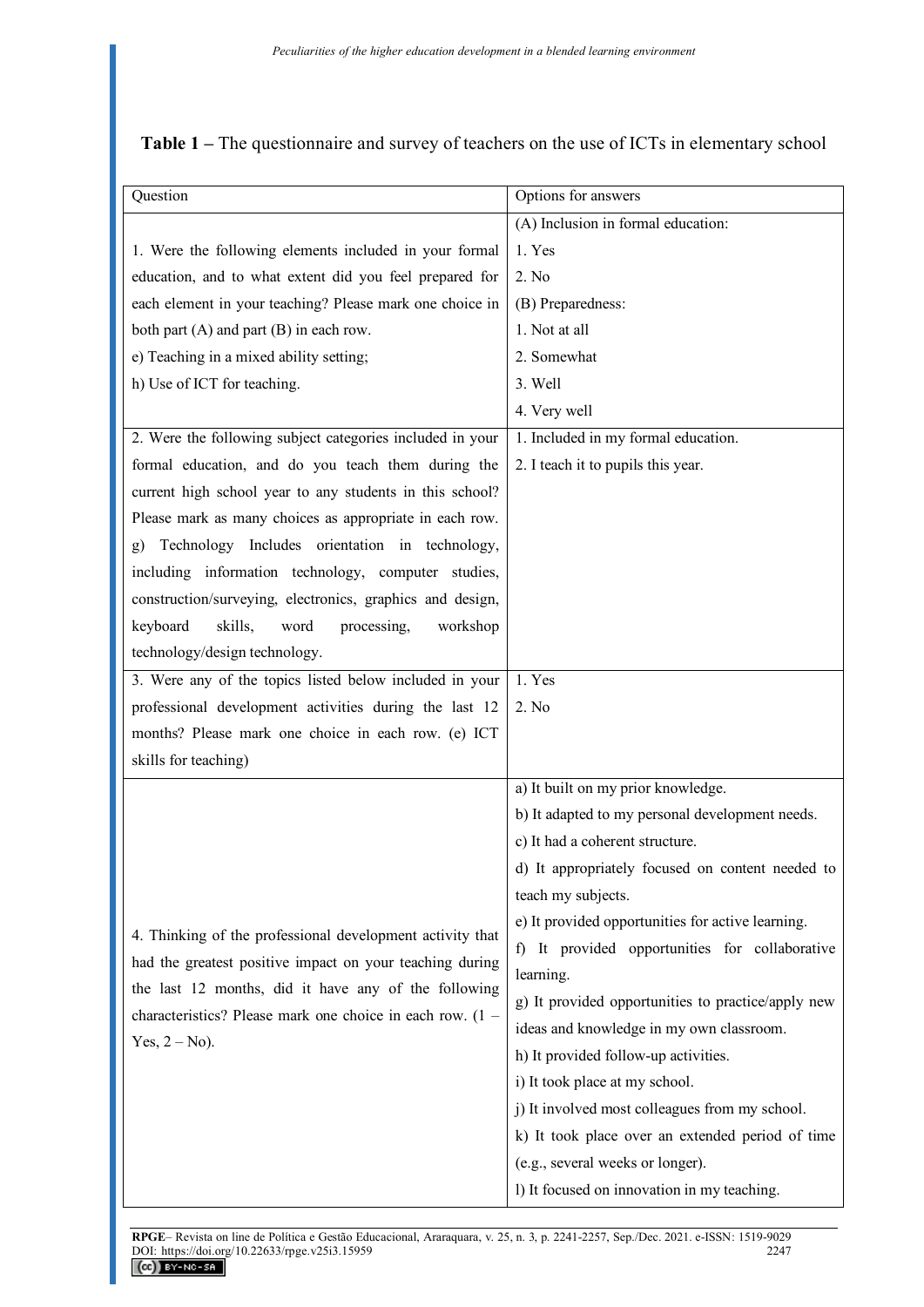**Table 1 –** The questionnaire and survey of teachers on the use of ICTs in elementary school

| Question | Options for answers |
|---|---|
| 1. Were the following elements included in your formal education, and to what extent did you feel prepared for each element in your teaching? Please mark one choice in both part (A) and part (B) in each row.<br>e) Teaching in a mixed ability setting;<br>h) Use of ICT for teaching. | (A) Inclusion in formal education:<br>1. Yes<br>2. No<br>(B) Preparedness:<br>1. Not at all<br>2. Somewhat<br>3. Well<br>4. Very well |
| 2. Were the following subject categories included in your formal education, and do you teach them during the current high school year to any students in this school? Please mark as many choices as appropriate in each row. g) Technology Includes orientation in technology, including information technology, computer studies, construction/surveying, electronics, graphics and design, keyboard skills, word processing, workshop technology/design technology. | 1. Included in my formal education.<br>2. I teach it to pupils this year. |
| 3. Were any of the topics listed below included in your professional development activities during the last 12 months? Please mark one choice in each row. (e) ICT skills for teaching) | 1. Yes<br>2. No |
| 4. Thinking of the professional development activity that had the greatest positive impact on your teaching during the last 12 months, did it have any of the following characteristics? Please mark one choice in each row. (1 – Yes, 2 – No). | a) It built on my prior knowledge.<br>b) It adapted to my personal development needs.<br>c) It had a coherent structure.<br>d) It appropriately focused on content needed to teach my subjects.<br>e) It provided opportunities for active learning.<br>f) It provided opportunities for collaborative learning.<br>g) It provided opportunities to practice/apply new ideas and knowledge in my own classroom.<br>h) It provided follow-up activities.<br>i) It took place at my school.<br>j) It involved most colleagues from my school.<br>k) It took place over an extended period of time (e.g., several weeks or longer).<br>l) It focused on innovation in my teaching. |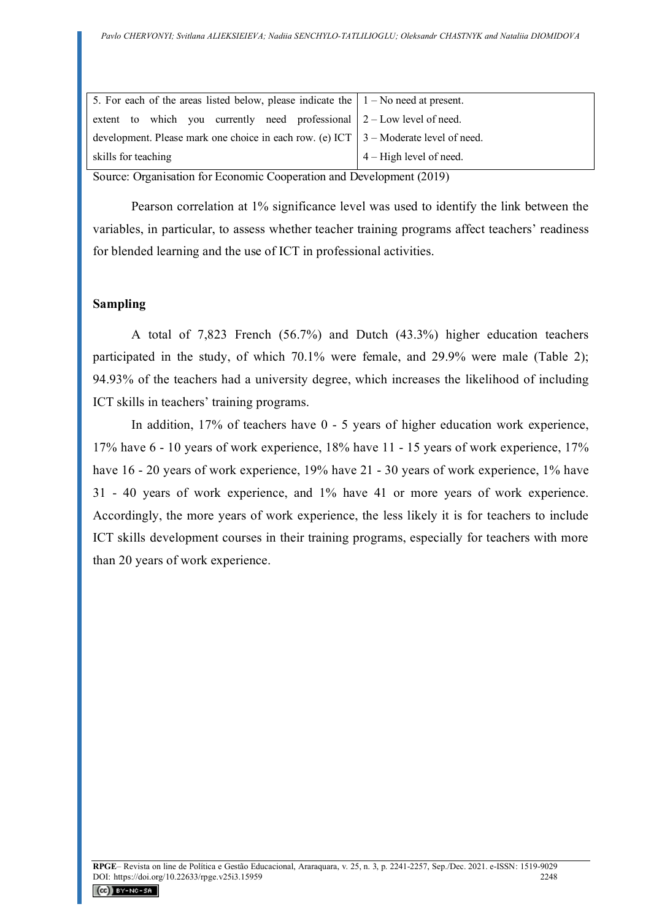| 5. For each of the areas listed below, please indicate the extent to which you currently need professional development. Please mark one choice in each row. (e) ICT skills for teaching | 1 – No need at present.<br>2 – Low level of need.<br>3 – Moderate level of need.<br>4 – High level of need. |
|---|---|

Source: Organisation for Economic Cooperation and Development (2019)

Pearson correlation at 1% significance level was used to identify the link between the variables, in particular, to assess whether teacher training programs affect teachers' readiness for blended learning and the use of ICT in professional activities.

### Sampling

A total of 7,823 French (56.7%) and Dutch (43.3%) higher education teachers participated in the study, of which 70.1% were female, and 29.9% were male (Table 2); 94.93% of the teachers had a university degree, which increases the likelihood of including ICT skills in teachers' training programs.

In addition, 17% of teachers have 0 - 5 years of higher education work experience, 17% have 6 - 10 years of work experience, 18% have 11 - 15 years of work experience, 17% have 16 - 20 years of work experience, 19% have 21 - 30 years of work experience, 1% have 31 - 40 years of work experience, and 1% have 41 or more years of work experience. Accordingly, the more years of work experience, the less likely it is for teachers to include ICT skills development courses in their training programs, especially for teachers with more than 20 years of work experience.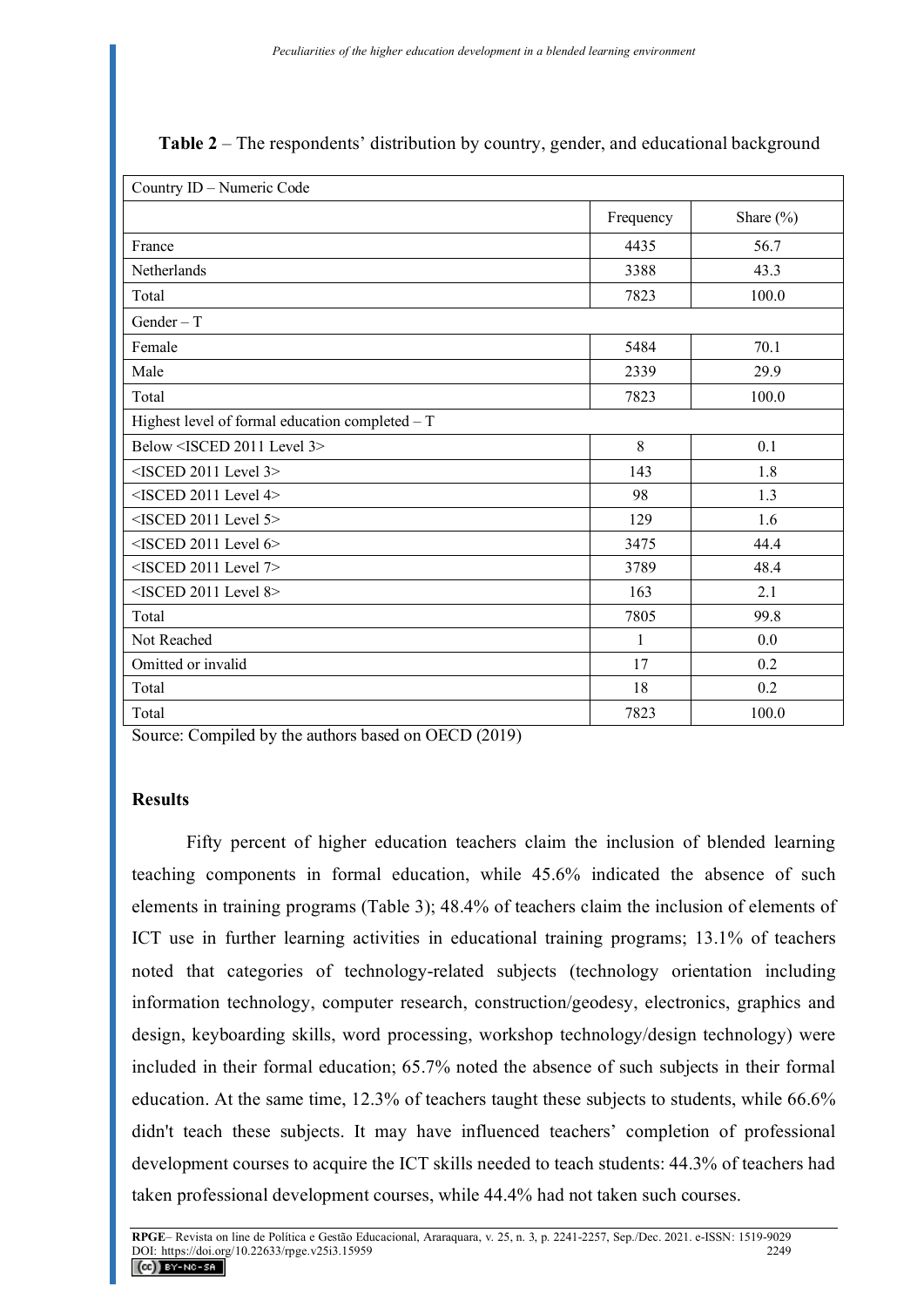**Table 2** – The respondents' distribution by country, gender, and educational background

| Country ID – Numeric Code | | |
|---|---|---|
| | Frequency | Share (%) |
| France | 4435 | 56.7 |
| Netherlands | 3388 | 43.3 |
| Total | 7823 | 100.0 |
| Gender – T | | |
| Female | 5484 | 70.1 |
| Male | 2339 | 29.9 |
| Total | 7823 | 100.0 |
| Highest level of formal education completed – T | | |
| Below <ISCED 2011 Level 3> | 8 | 0.1 |
| <ISCED 2011 Level 3> | 143 | 1.8 |
| <ISCED 2011 Level 4> | 98 | 1.3 |
| <ISCED 2011 Level 5> | 129 | 1.6 |
| <ISCED 2011 Level 6> | 3475 | 44.4 |
| <ISCED 2011 Level 7> | 3789 | 48.4 |
| <ISCED 2011 Level 8> | 163 | 2.1 |
| Total | 7805 | 99.8 |
| Not Reached | 1 | 0.0 |
| Omitted or invalid | 17 | 0.2 |
| Total | 18 | 0.2 |
| Total | 7823 | 100.0 |

Source: Compiled by the authors based on OECD (2019)

## Results

Fifty percent of higher education teachers claim the inclusion of blended learning teaching components in formal education, while 45.6% indicated the absence of such elements in training programs (Table 3); 48.4% of teachers claim the inclusion of elements of ICT use in further learning activities in educational training programs; 13.1% of teachers noted that categories of technology-related subjects (technology orientation including information technology, computer research, construction/geodesy, electronics, graphics and design, keyboarding skills, word processing, workshop technology/design technology) were included in their formal education; 65.7% noted the absence of such subjects in their formal education. At the same time, 12.3% of teachers taught these subjects to students, while 66.6% didn't teach these subjects. It may have influenced teachers' completion of professional development courses to acquire the ICT skills needed to teach students: 44.3% of teachers had taken professional development courses, while 44.4% had not taken such courses.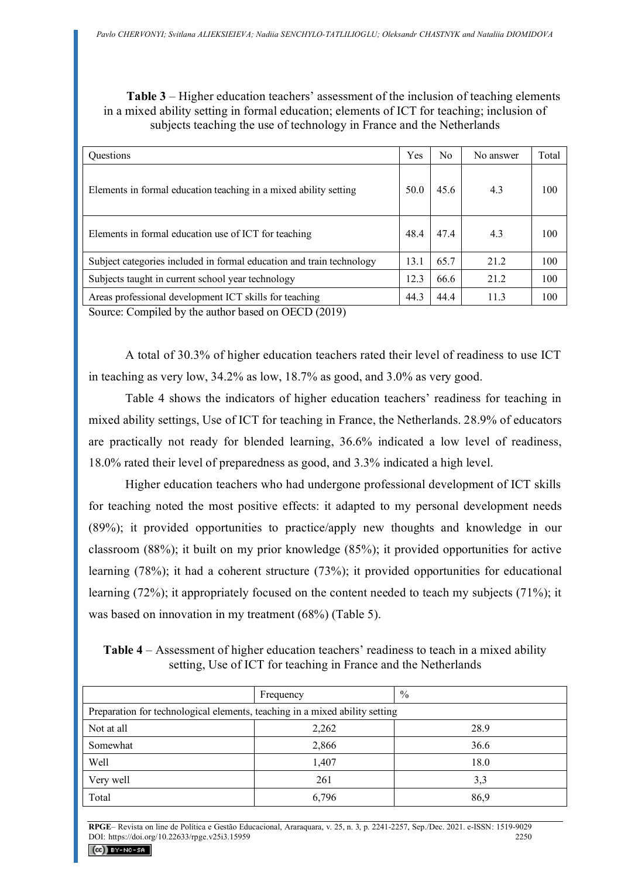**Table 3** – Higher education teachers' assessment of the inclusion of teaching elements in a mixed ability setting in formal education; elements of ICT for teaching; inclusion of subjects teaching the use of technology in France and the Netherlands

| Questions | Yes | No | No answer | Total |
|---|---|---|---|---|
| Elements in formal education teaching in a mixed ability setting | 50.0 | 45.6 | 4.3 | 100 |
| Elements in formal education use of ICT for teaching | 48.4 | 47.4 | 4.3 | 100 |
| Subject categories included in formal education and train technology | 13.1 | 65.7 | 21.2 | 100 |
| Subjects taught in current school year technology | 12.3 | 66.6 | 21.2 | 100 |
| Areas professional development ICT skills for teaching | 44.3 | 44.4 | 11.3 | 100 |

Source: Compiled by the author based on OECD (2019)

A total of 30.3% of higher education teachers rated their level of readiness to use ICT in teaching as very low, 34.2% as low, 18.7% as good, and 3.0% as very good.

Table 4 shows the indicators of higher education teachers' readiness for teaching in mixed ability settings, Use of ICT for teaching in France, the Netherlands. 28.9% of educators are practically not ready for blended learning, 36.6% indicated a low level of readiness, 18.0% rated their level of preparedness as good, and 3.3% indicated a high level.

Higher education teachers who had undergone professional development of ICT skills for teaching noted the most positive effects: it adapted to my personal development needs (89%); it provided opportunities to practice/apply new thoughts and knowledge in our classroom (88%); it built on my prior knowledge (85%); it provided opportunities for active learning (78%); it had a coherent structure (73%); it provided opportunities for educational learning (72%); it appropriately focused on the content needed to teach my subjects (71%); it was based on innovation in my treatment (68%) (Table 5).

**Table 4** – Assessment of higher education teachers' readiness to teach in a mixed ability setting, Use of ICT for teaching in France and the Netherlands

| | Frequency | % |
|---|---|---|
| Preparation for technological elements, teaching in a mixed ability setting | | |
| Not at all | 2,262 | 28.9 |
| Somewhat | 2,866 | 36.6 |
| Well | 1,407 | 18.0 |
| Very well | 261 | 3,3 |
| Total | 6,796 | 86,9 |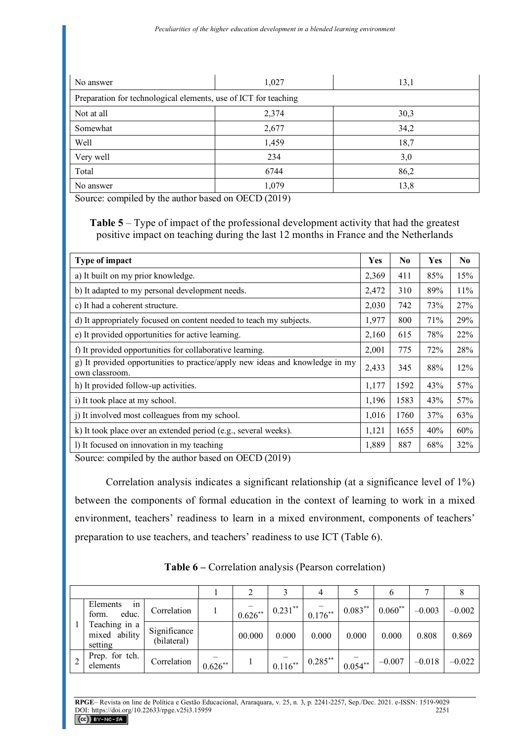| No answer | 1,027 | 13,1 |
|---|---|---|
| Preparation for technological elements, use of ICT for teaching | | |
| Not at all | 2,374 | 30,3 |
| Somewhat | 2,677 | 34,2 |
| Well | 1,459 | 18,7 |
| Very well | 234 | 3,0 |
| Total | 6744 | 86,2 |
| No answer | 1,079 | 13,8 |

Source: compiled by the author based on OECD (2019)

**Table 5** – Type of impact of the professional development activity that had the greatest positive impact on teaching during the last 12 months in France and the Netherlands

| Type of impact | Yes | No | Yes | No |
|---|---|---|---|---|
| a) It built on my prior knowledge. | 2,369 | 411 | 85% | 15% |
| b) It adapted to my personal development needs. | 2,472 | 310 | 89% | 11% |
| c) It had a coherent structure. | 2,030 | 742 | 73% | 27% |
| d) It appropriately focused on content needed to teach my subjects. | 1,977 | 800 | 71% | 29% |
| e) It provided opportunities for active learning. | 2,160 | 615 | 78% | 22% |
| f) It provided opportunities for collaborative learning. | 2,001 | 775 | 72% | 28% |
| g) It provided opportunities to practice/apply new ideas and knowledge in my own classroom. | 2,433 | 345 | 88% | 12% |
| h) It provided follow-up activities. | 1,177 | 1592 | 43% | 57% |
| i) It took place at my school. | 1,196 | 1583 | 43% | 57% |
| j) It involved most colleagues from my school. | 1,016 | 1760 | 37% | 63% |
| k) It took place over an extended period (e.g., several weeks). | 1,121 | 1655 | 40% | 60% |
| l) It focused on innovation in my teaching | 1,889 | 887 | 68% | 32% |

Source: compiled by the author based on OECD (2019)

Correlation analysis indicates a significant relationship (at a significance level of 1%) between the components of formal education in the context of learning to work in a mixed environment, teachers' readiness to learn in a mixed environment, components of teachers' preparation to use teachers, and teachers' readiness to use ICT (Table 6).

**Table 6 –** Correlation analysis (Pearson correlation)

| | | | 1 | 2 | 3 | 4 | 5 | 6 | 7 | 8 |
|---|---|---|---|---|---|---|---|---|---|---|
| 1 | Elements in form. educ. Teaching in a mixed ability setting | Correlation | 1 | –0.626** | 0.231** | –0.176** | 0.083** | 0.060** | –0.003 | –0.002 |
| | | Significance (bilateral) | | 00.000 | 0.000 | 0.000 | 0.000 | 0.000 | 0.808 | 0.869 |
| 2 | Prep. for tch. elements | Correlation | –0.626** | 1 | –0.116** | 0.285** | –0.054** | –0.007 | –0.018 | –0.022 |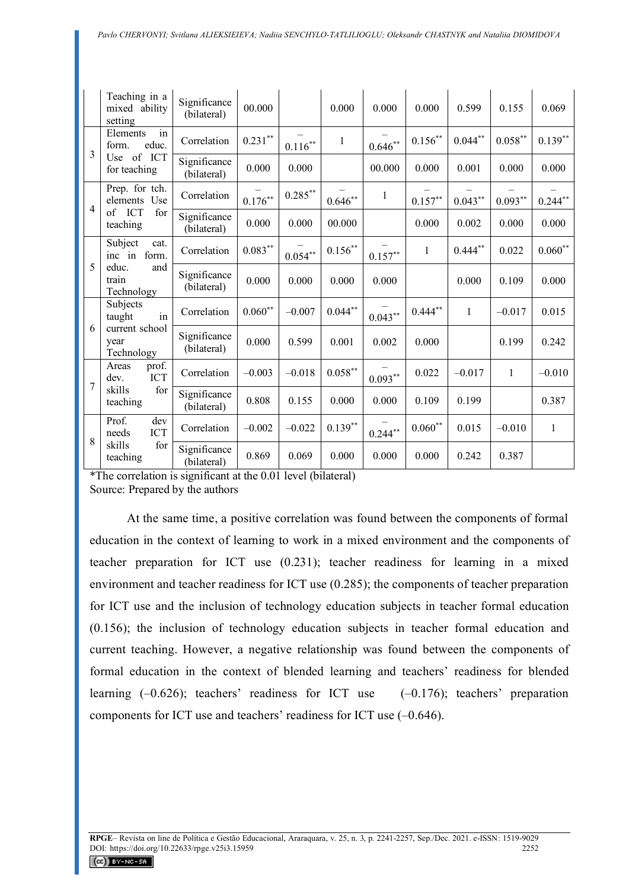|   | Teaching in a mixed ability setting | Significance (bilateral) | 00.000 |   | 0.000 | 0.000 | 0.000 | 0.599 | 0.155 | 0.069 |
|---|---|---|---|---|---|---|---|---|---|---|
| 3 | Elements in form. educ. Use of ICT for teaching | Correlation | 0.231** | –0.116** | 1 | –0.646** | 0.156** | 0.044** | 0.058** | 0.139** |
|   |   | Significance (bilateral) | 0.000 | 0.000 |   | 00.000 | 0.000 | 0.001 | 0.000 | 0.000 |
| 4 | Prep. for tch. elements Use of ICT for teaching | Correlation | –0.176** | 0.285** | –0.646** | 1 | –0.157** | –0.043** | –0.093** | –0.244** |
|   |   | Significance (bilateral) | 0.000 | 0.000 | 00.000 |   | 0.000 | 0.002 | 0.000 | 0.000 |
| 5 | Subject cat. inc in form. educ. and train Technology | Correlation | 0.083** | –0.054** | 0.156** | –0.157** | 1 | 0.444** | 0.022 | 0.060** |
|   |   | Significance (bilateral) | 0.000 | 0.000 | 0.000 | 0.000 |   | 0.000 | 0.109 | 0.000 |
| 6 | Subjects taught in current school year Technology | Correlation | 0.060** | –0.007 | 0.044** | –0.043** | 0.444** | 1 | –0.017 | 0.015 |
|   |   | Significance (bilateral) | 0.000 | 0.599 | 0.001 | 0.002 | 0.000 |   | 0.199 | 0.242 |
| 7 | Areas prof. dev. ICT skills for teaching | Correlation | –0.003 | –0.018 | 0.058** | –0.093** | 0.022 | –0.017 | 1 | –0.010 |
|   |   | Significance (bilateral) | 0.808 | 0.155 | 0.000 | 0.000 | 0.109 | 0.199 |   | 0.387 |
| 8 | Prof. dev needs ICT skills for teaching | Correlation | –0.002 | –0.022 | 0.139** | –0.244** | 0.060** | 0.015 | –0.010 | 1 |
|   |   | Significance (bilateral) | 0.869 | 0.069 | 0.000 | 0.000 | 0.000 | 0.242 | 0.387 |   |

*The correlation is significant at the 0.01 level (bilateral)
Source: Prepared by the authors

At the same time, a positive correlation was found between the components of formal education in the context of learning to work in a mixed environment and the components of teacher preparation for ICT use (0.231); teacher readiness for learning in a mixed environment and teacher readiness for ICT use (0.285); the components of teacher preparation for ICT use and the inclusion of technology education subjects in teacher formal education (0.156); the inclusion of technology education subjects in teacher formal education and current teaching. However, a negative relationship was found between the components of formal education in the context of blended learning and teachers' readiness for blended learning (–0.626); teachers' readiness for ICT use (–0.176); teachers' preparation components for ICT use and teachers' readiness for ICT use (–0.646).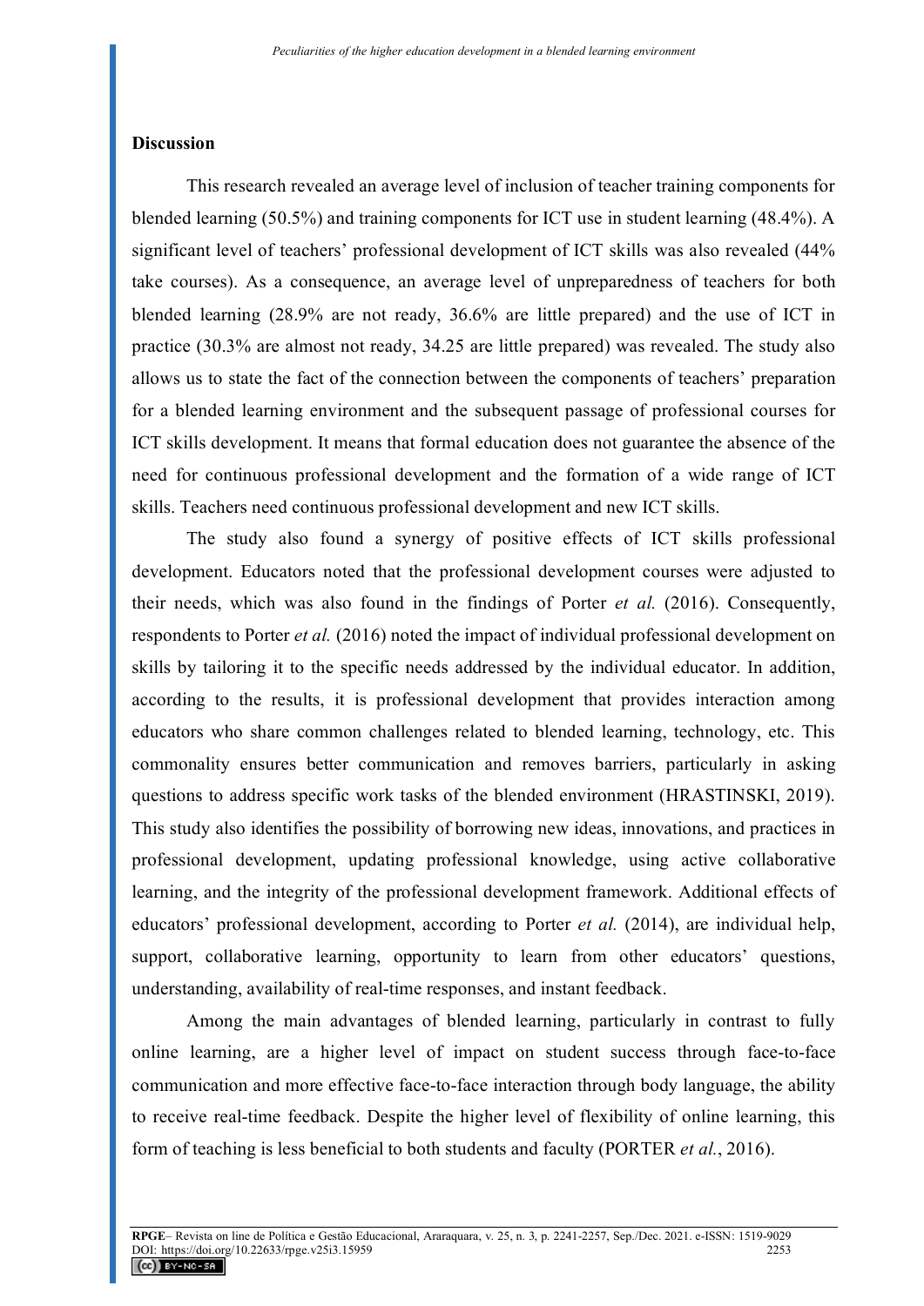## Discussion

This research revealed an average level of inclusion of teacher training components for blended learning (50.5%) and training components for ICT use in student learning (48.4%). A significant level of teachers' professional development of ICT skills was also revealed (44% take courses). As a consequence, an average level of unpreparedness of teachers for both blended learning (28.9% are not ready, 36.6% are little prepared) and the use of ICT in practice (30.3% are almost not ready, 34.25 are little prepared) was revealed. The study also allows us to state the fact of the connection between the components of teachers' preparation for a blended learning environment and the subsequent passage of professional courses for ICT skills development. It means that formal education does not guarantee the absence of the need for continuous professional development and the formation of a wide range of ICT skills. Teachers need continuous professional development and new ICT skills.

The study also found a synergy of positive effects of ICT skills professional development. Educators noted that the professional development courses were adjusted to their needs, which was also found in the findings of Porter *et al.* (2016). Consequently, respondents to Porter *et al.* (2016) noted the impact of individual professional development on skills by tailoring it to the specific needs addressed by the individual educator. In addition, according to the results, it is professional development that provides interaction among educators who share common challenges related to blended learning, technology, etc. This commonality ensures better communication and removes barriers, particularly in asking questions to address specific work tasks of the blended environment (HRASTINSKI, 2019). This study also identifies the possibility of borrowing new ideas, innovations, and practices in professional development, updating professional knowledge, using active collaborative learning, and the integrity of the professional development framework. Additional effects of educators' professional development, according to Porter *et al.* (2014), are individual help, support, collaborative learning, opportunity to learn from other educators' questions, understanding, availability of real-time responses, and instant feedback.

Among the main advantages of blended learning, particularly in contrast to fully online learning, are a higher level of impact on student success through face-to-face communication and more effective face-to-face interaction through body language, the ability to receive real-time feedback. Despite the higher level of flexibility of online learning, this form of teaching is less beneficial to both students and faculty (PORTER *et al.*, 2016).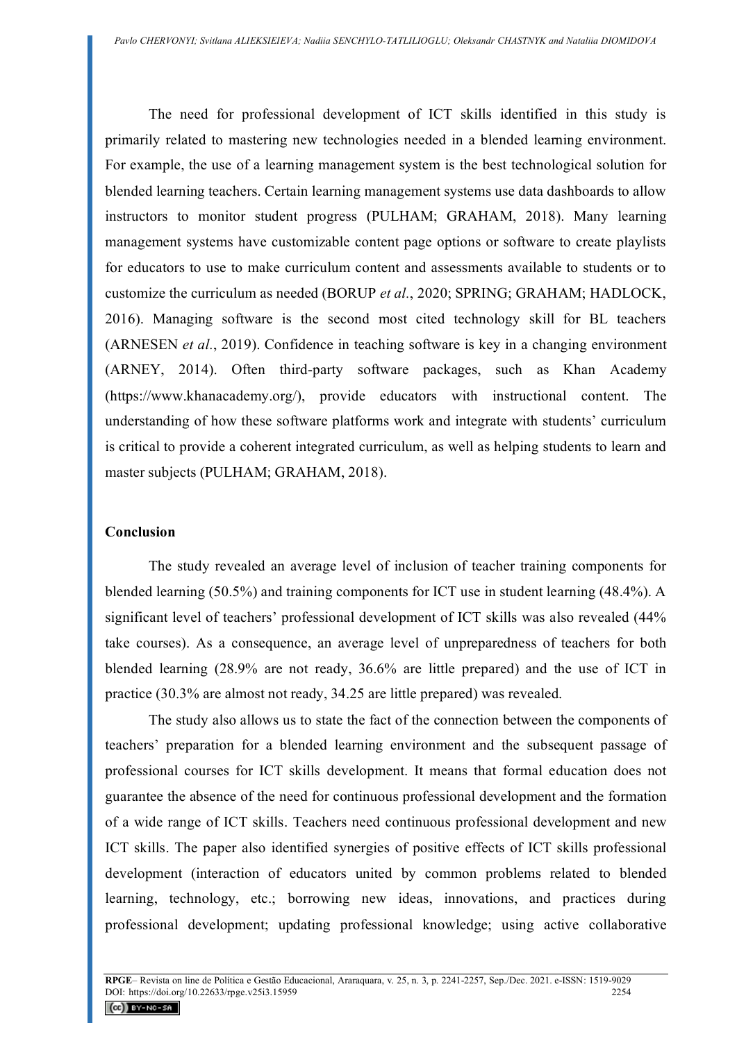The need for professional development of ICT skills identified in this study is primarily related to mastering new technologies needed in a blended learning environment. For example, the use of a learning management system is the best technological solution for blended learning teachers. Certain learning management systems use data dashboards to allow instructors to monitor student progress (PULHAM; GRAHAM, 2018). Many learning management systems have customizable content page options or software to create playlists for educators to use to make curriculum content and assessments available to students or to customize the curriculum as needed (BORUP *et al.*, 2020; SPRING; GRAHAM; HADLOCK, 2016). Managing software is the second most cited technology skill for BL teachers (ARNESEN *et al.*, 2019). Confidence in teaching software is key in a changing environment (ARNEY, 2014). Often third-party software packages, such as Khan Academy (https://www.khanacademy.org/), provide educators with instructional content. The understanding of how these software platforms work and integrate with students' curriculum is critical to provide a coherent integrated curriculum, as well as helping students to learn and master subjects (PULHAM; GRAHAM, 2018).

## Conclusion

The study revealed an average level of inclusion of teacher training components for blended learning (50.5%) and training components for ICT use in student learning (48.4%). A significant level of teachers' professional development of ICT skills was also revealed (44% take courses). As a consequence, an average level of unpreparedness of teachers for both blended learning (28.9% are not ready, 36.6% are little prepared) and the use of ICT in practice (30.3% are almost not ready, 34.25 are little prepared) was revealed.

The study also allows us to state the fact of the connection between the components of teachers' preparation for a blended learning environment and the subsequent passage of professional courses for ICT skills development. It means that formal education does not guarantee the absence of the need for continuous professional development and the formation of a wide range of ICT skills. Teachers need continuous professional development and new ICT skills. The paper also identified synergies of positive effects of ICT skills professional development (interaction of educators united by common problems related to blended learning, technology, etc.; borrowing new ideas, innovations, and practices during professional development; updating professional knowledge; using active collaborative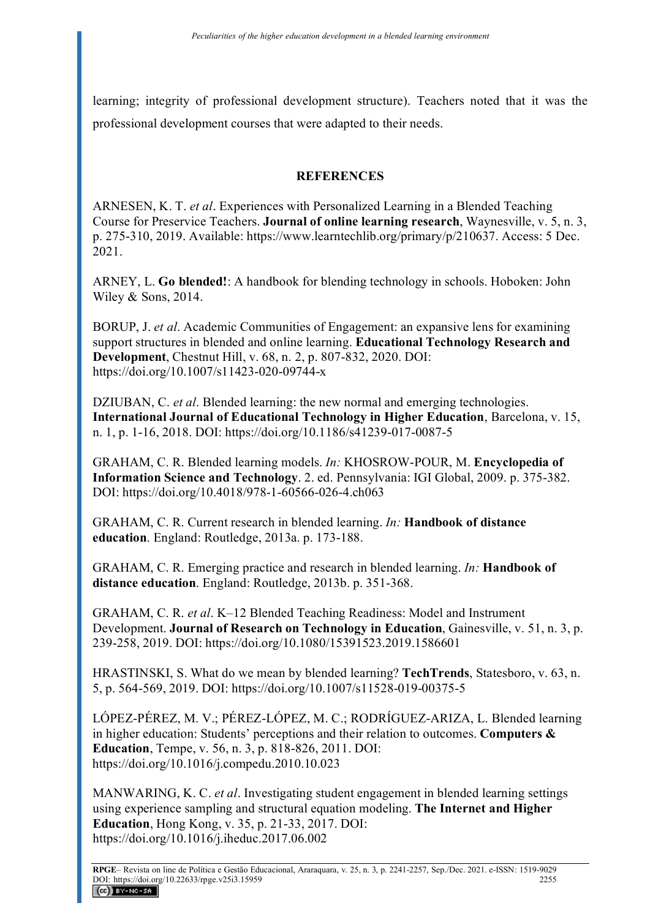learning; integrity of professional development structure). Teachers noted that it was the professional development courses that were adapted to their needs.

## REFERENCES

ARNESEN, K. T. *et al*. Experiences with Personalized Learning in a Blended Teaching Course for Preservice Teachers. **Journal of online learning research**, Waynesville, v. 5, n. 3, p. 275-310, 2019. Available: https://www.learntechlib.org/primary/p/210637. Access: 5 Dec. 2021.

ARNEY, L. **Go blended!**: A handbook for blending technology in schools. Hoboken: John Wiley & Sons, 2014.

BORUP, J. *et al*. Academic Communities of Engagement: an expansive lens for examining support structures in blended and online learning. **Educational Technology Research and Development**, Chestnut Hill, v. 68, n. 2, p. 807-832, 2020. DOI: https://doi.org/10.1007/s11423-020-09744-x

DZIUBAN, C. *et al*. Blended learning: the new normal and emerging technologies. **International Journal of Educational Technology in Higher Education**, Barcelona, v. 15, n. 1, p. 1-16, 2018. DOI: https://doi.org/10.1186/s41239-017-0087-5

GRAHAM, C. R. Blended learning models. *In:* KHOSROW-POUR, M. **Encyclopedia of Information Science and Technology**. 2. ed. Pennsylvania: IGI Global, 2009. p. 375-382. DOI: https://doi.org/10.4018/978-1-60566-026-4.ch063

GRAHAM, C. R. Current research in blended learning. *In:* **Handbook of distance education**. England: Routledge, 2013a. p. 173-188.

GRAHAM, C. R. Emerging practice and research in blended learning. *In:* **Handbook of distance education**. England: Routledge, 2013b. p. 351-368.

GRAHAM, C. R. *et al*. K–12 Blended Teaching Readiness: Model and Instrument Development. **Journal of Research on Technology in Education**, Gainesville, v. 51, n. 3, p. 239-258, 2019. DOI: https://doi.org/10.1080/15391523.2019.1586601

HRASTINSKI, S. What do we mean by blended learning? **TechTrends**, Statesboro, v. 63, n. 5, p. 564-569, 2019. DOI: https://doi.org/10.1007/s11528-019-00375-5

LÓPEZ-PÉREZ, M. V.; PÉREZ-LÓPEZ, M. C.; RODRÍGUEZ-ARIZA, L. Blended learning in higher education: Students' perceptions and their relation to outcomes. **Computers & Education**, Tempe, v. 56, n. 3, p. 818-826, 2011. DOI: https://doi.org/10.1016/j.compedu.2010.10.023

MANWARING, K. C. *et al*. Investigating student engagement in blended learning settings using experience sampling and structural equation modeling. **The Internet and Higher Education**, Hong Kong, v. 35, p. 21-33, 2017. DOI: https://doi.org/10.1016/j.iheduc.2017.06.002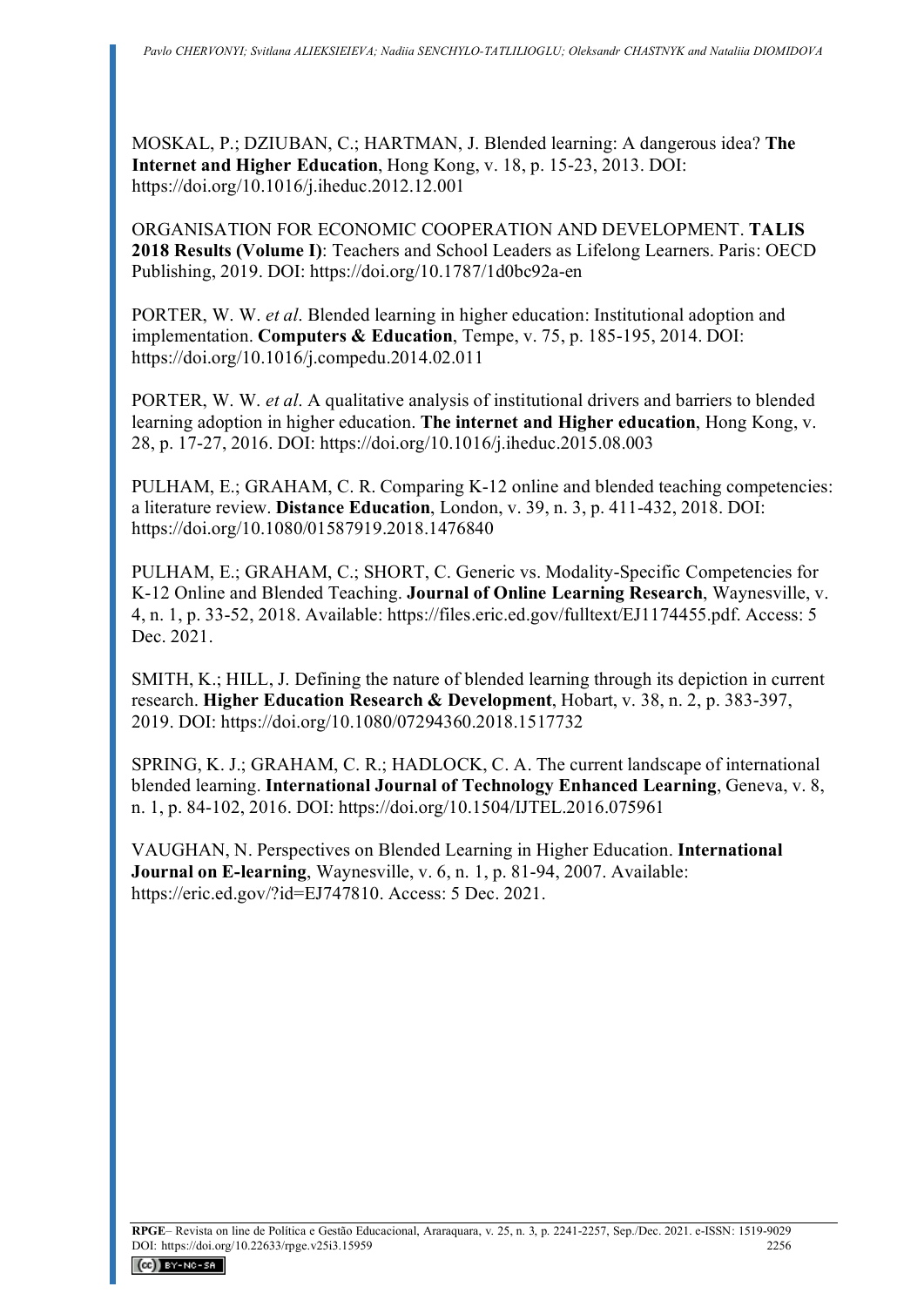MOSKAL, P.; DZIUBAN, C.; HARTMAN, J. Blended learning: A dangerous idea? **The Internet and Higher Education**, Hong Kong, v. 18, p. 15-23, 2013. DOI: https://doi.org/10.1016/j.iheduc.2012.12.001

ORGANISATION FOR ECONOMIC COOPERATION AND DEVELOPMENT. **TALIS 2018 Results (Volume I)**: Teachers and School Leaders as Lifelong Learners. Paris: OECD Publishing, 2019. DOI: https://doi.org/10.1787/1d0bc92a-en

PORTER, W. W. *et al*. Blended learning in higher education: Institutional adoption and implementation. **Computers & Education**, Tempe, v. 75, p. 185-195, 2014. DOI: https://doi.org/10.1016/j.compedu.2014.02.011

PORTER, W. W. *et al*. A qualitative analysis of institutional drivers and barriers to blended learning adoption in higher education. **The internet and Higher education**, Hong Kong, v. 28, p. 17-27, 2016. DOI: https://doi.org/10.1016/j.iheduc.2015.08.003

PULHAM, E.; GRAHAM, C. R. Comparing K-12 online and blended teaching competencies: a literature review. **Distance Education**, London, v. 39, n. 3, p. 411-432, 2018. DOI: https://doi.org/10.1080/01587919.2018.1476840

PULHAM, E.; GRAHAM, C.; SHORT, C. Generic vs. Modality-Specific Competencies for K-12 Online and Blended Teaching. **Journal of Online Learning Research**, Waynesville, v. 4, n. 1, p. 33-52, 2018. Available: https://files.eric.ed.gov/fulltext/EJ1174455.pdf. Access: 5 Dec. 2021.

SMITH, K.; HILL, J. Defining the nature of blended learning through its depiction in current research. **Higher Education Research & Development**, Hobart, v. 38, n. 2, p. 383-397, 2019. DOI: https://doi.org/10.1080/07294360.2018.1517732

SPRING, K. J.; GRAHAM, C. R.; HADLOCK, C. A. The current landscape of international blended learning. **International Journal of Technology Enhanced Learning**, Geneva, v. 8, n. 1, p. 84-102, 2016. DOI: https://doi.org/10.1504/IJTEL.2016.075961

VAUGHAN, N. Perspectives on Blended Learning in Higher Education. **International Journal on E-learning**, Waynesville, v. 6, n. 1, p. 81-94, 2007. Available: https://eric.ed.gov/?id=EJ747810. Access: 5 Dec. 2021.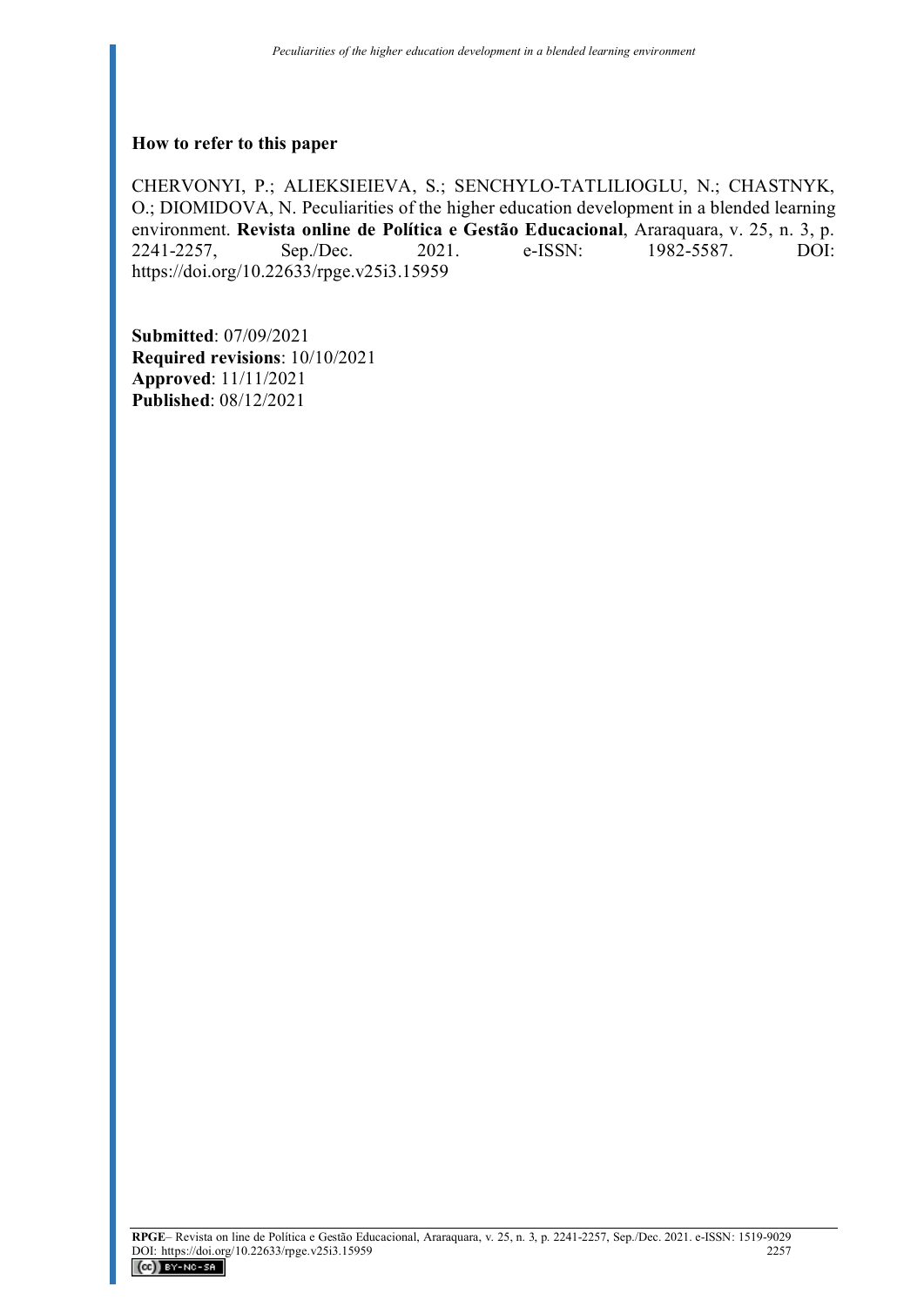**How to refer to this paper**

CHERVONYI, P.; ALIEKSIEIEVA, S.; SENCHYLO-TATLILIOGLU, N.; CHASTNYK, O.; DIOMIDOVA, N. Peculiarities of the higher education development in a blended learning environment. **Revista online de Política e Gestão Educacional**, Araraquara, v. 25, n. 3, p. 2241-2257, Sep./Dec. 2021. e-ISSN: 1982-5587. DOI: https://doi.org/10.22633/rpge.v25i3.15959

**Submitted**: 07/09/2021
**Required revisions**: 10/10/2021
**Approved**: 11/11/2021
**Published**: 08/12/2021